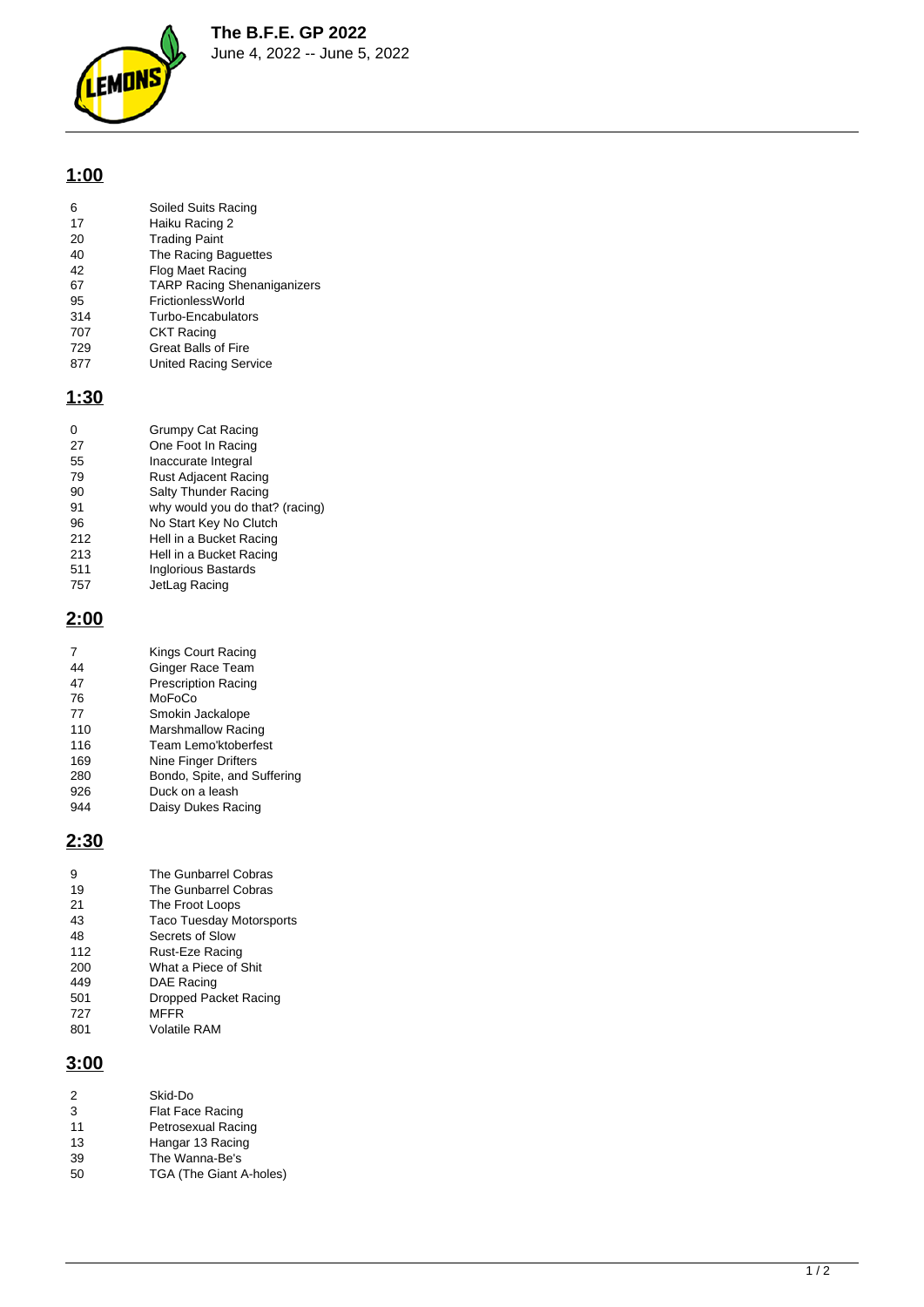# The B.F.E. GP 2022

June 4, 2022 -- June 5, 2022

## 1:00

| | |
|---|---|
| 6 | Soiled Suits Racing |
| 17 | Haiku Racing 2 |
| 20 | Trading Paint |
| 40 | The Racing Baguettes |
| 42 | Flog Maet Racing |
| 67 | TARP Racing Shenaniganizers |
| 95 | FrictionlessWorld |
| 314 | Turbo-Encabulators |
| 707 | CKT Racing |
| 729 | Great Balls of Fire |
| 877 | United Racing Service |

## 1:30

| | |
|---|---|
| 0 | Grumpy Cat Racing |
| 27 | One Foot In Racing |
| 55 | Inaccurate Integral |
| 79 | Rust Adjacent Racing |
| 90 | Salty Thunder Racing |
| 91 | why would you do that? (racing) |
| 96 | No Start Key No Clutch |
| 212 | Hell in a Bucket Racing |
| 213 | Hell in a Bucket Racing |
| 511 | Inglorious Bastards |
| 757 | JetLag Racing |

## 2:00

| | |
|---|---|
| 7 | Kings Court Racing |
| 44 | Ginger Race Team |
| 47 | Prescription Racing |
| 76 | MoFoCo |
| 77 | Smokin Jackalope |
| 110 | Marshmallow Racing |
| 116 | Team Lemo'ktoberfest |
| 169 | Nine Finger Drifters |
| 280 | Bondo, Spite, and Suffering |
| 926 | Duck on a leash |
| 944 | Daisy Dukes Racing |

## 2:30

| | |
|---|---|
| 9 | The Gunbarrel Cobras |
| 19 | The Gunbarrel Cobras |
| 21 | The Froot Loops |
| 43 | Taco Tuesday Motorsports |
| 48 | Secrets of Slow |
| 112 | Rust-Eze Racing |
| 200 | What a Piece of Shit |
| 449 | DAE Racing |
| 501 | Dropped Packet Racing |
| 727 | MFFR |
| 801 | Volatile RAM |

## 3:00

| | |
|---|---|
| 2 | Skid-Do |
| 3 | Flat Face Racing |
| 11 | Petrosexual Racing |
| 13 | Hangar 13 Racing |
| 39 | The Wanna-Be's |
| 50 | TGA (The Giant A-holes) |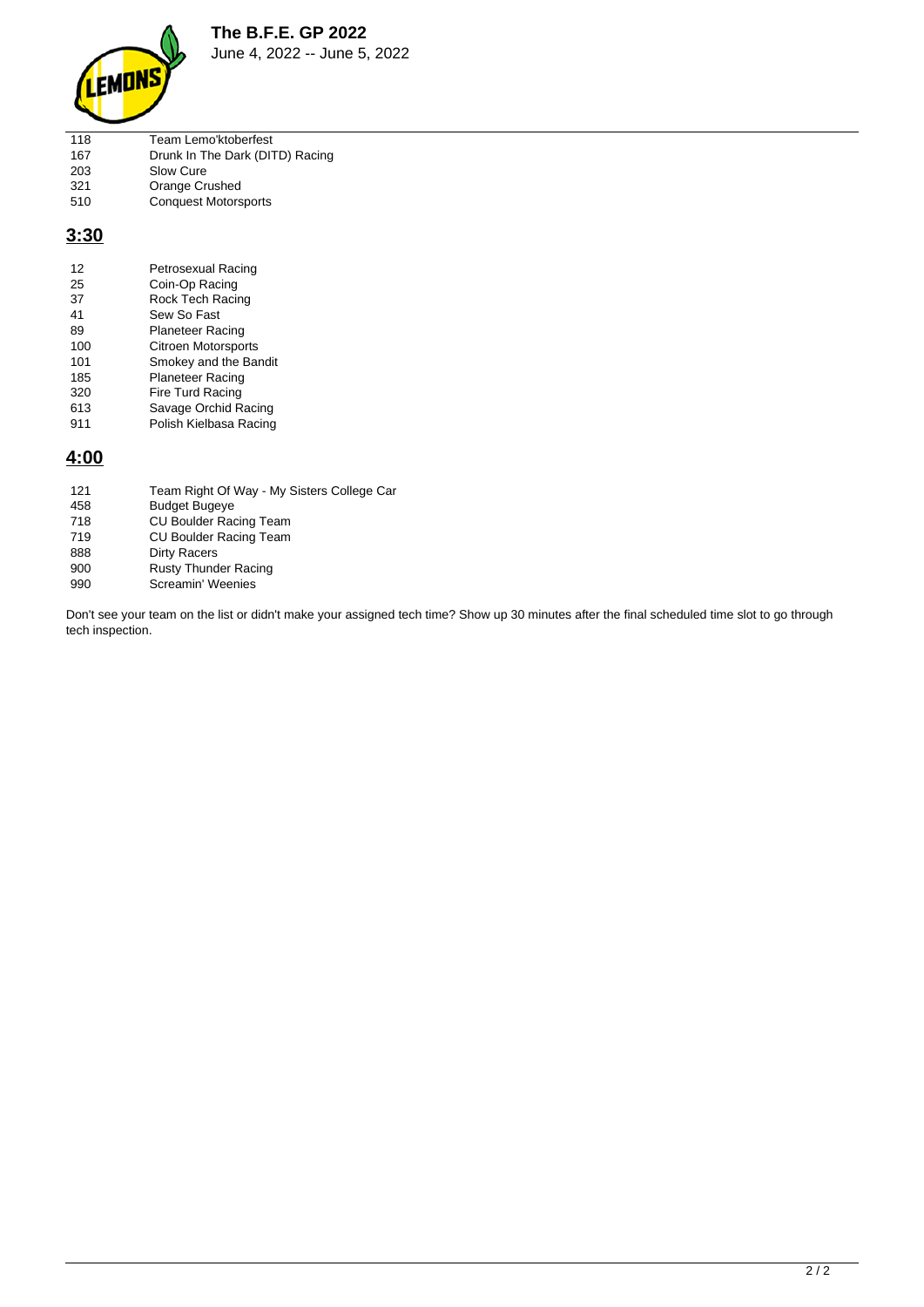The B.F.E. GP 2022

June 4, 2022 -- June 5, 2022

| | |
|---|---|
| 118 | Team Lemo'ktoberfest |
| 167 | Drunk In The Dark (DITD) Racing |
| 203 | Slow Cure |
| 321 | Orange Crushed |
| 510 | Conquest Motorsports |

## 3:30

| | |
|---|---|
| 12 | Petrosexual Racing |
| 25 | Coin-Op Racing |
| 37 | Rock Tech Racing |
| 41 | Sew So Fast |
| 89 | Planeteer Racing |
| 100 | Citroen Motorsports |
| 101 | Smokey and the Bandit |
| 185 | Planeteer Racing |
| 320 | Fire Turd Racing |
| 613 | Savage Orchid Racing |
| 911 | Polish Kielbasa Racing |

## 4:00

| | |
|---|---|
| 121 | Team Right Of Way - My Sisters College Car |
| 458 | Budget Bugeye |
| 718 | CU Boulder Racing Team |
| 719 | CU Boulder Racing Team |
| 888 | Dirty Racers |
| 900 | Rusty Thunder Racing |
| 990 | Screamin' Weenies |

Don't see your team on the list or didn't make your assigned tech time? Show up 30 minutes after the final scheduled time slot to go through tech inspection.